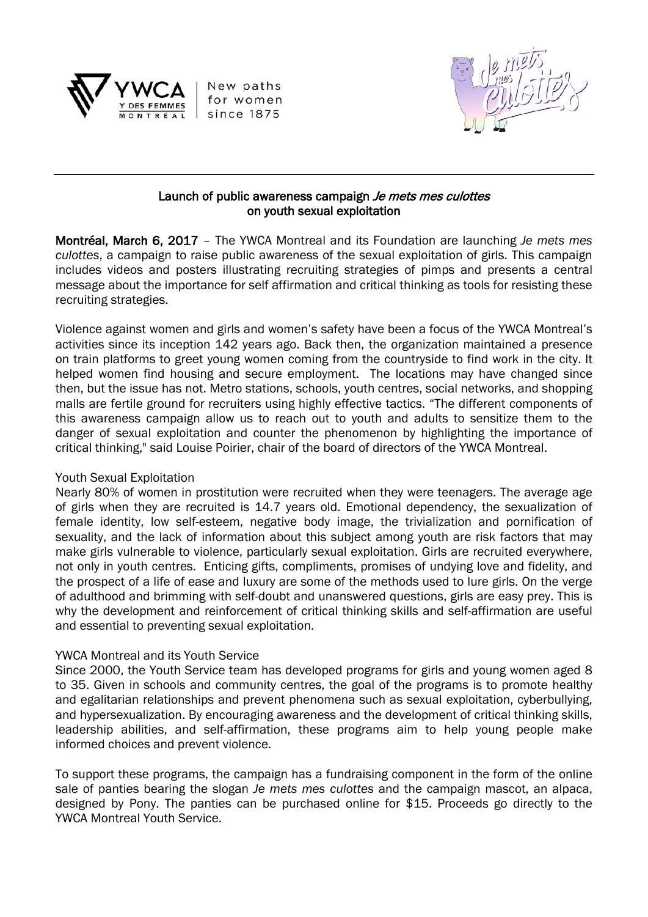YWCA Y DES FEMMES MONTRÉAL | New paths for women since 1875

## Launch of public awareness campaign *Je mets mes culottes* on youth sexual exploitation

**Montréal, March 6, 2017** – The YWCA Montreal and its Foundation are launching *Je mets mes culottes*, a campaign to raise public awareness of the sexual exploitation of girls. This campaign includes videos and posters illustrating recruiting strategies of pimps and presents a central message about the importance for self affirmation and critical thinking as tools for resisting these recruiting strategies.

Violence against women and girls and women's safety have been a focus of the YWCA Montreal's activities since its inception 142 years ago. Back then, the organization maintained a presence on train platforms to greet young women coming from the countryside to find work in the city. It helped women find housing and secure employment. The locations may have changed since then, but the issue has not. Metro stations, schools, youth centres, social networks, and shopping malls are fertile ground for recruiters using highly effective tactics. "The different components of this awareness campaign allow us to reach out to youth and adults to sensitize them to the danger of sexual exploitation and counter the phenomenon by highlighting the importance of critical thinking," said Louise Poirier, chair of the board of directors of the YWCA Montreal.

### Youth Sexual Exploitation

Nearly 80% of women in prostitution were recruited when they were teenagers. The average age of girls when they are recruited is 14.7 years old. Emotional dependency, the sexualization of female identity, low self-esteem, negative body image, the trivialization and pornification of sexuality, and the lack of information about this subject among youth are risk factors that may make girls vulnerable to violence, particularly sexual exploitation. Girls are recruited everywhere, not only in youth centres. Enticing gifts, compliments, promises of undying love and fidelity, and the prospect of a life of ease and luxury are some of the methods used to lure girls. On the verge of adulthood and brimming with self-doubt and unanswered questions, girls are easy prey. This is why the development and reinforcement of critical thinking skills and self-affirmation are useful and essential to preventing sexual exploitation.

### YWCA Montreal and its Youth Service

Since 2000, the Youth Service team has developed programs for girls and young women aged 8 to 35. Given in schools and community centres, the goal of the programs is to promote healthy and egalitarian relationships and prevent phenomena such as sexual exploitation, cyberbullying, and hypersexualization. By encouraging awareness and the development of critical thinking skills, leadership abilities, and self-affirmation, these programs aim to help young people make informed choices and prevent violence.

To support these programs, the campaign has a fundraising component in the form of the online sale of panties bearing the slogan *Je mets mes culottes* and the campaign mascot, an alpaca, designed by Pony. The panties can be purchased online for $15. Proceeds go directly to the YWCA Montreal Youth Service.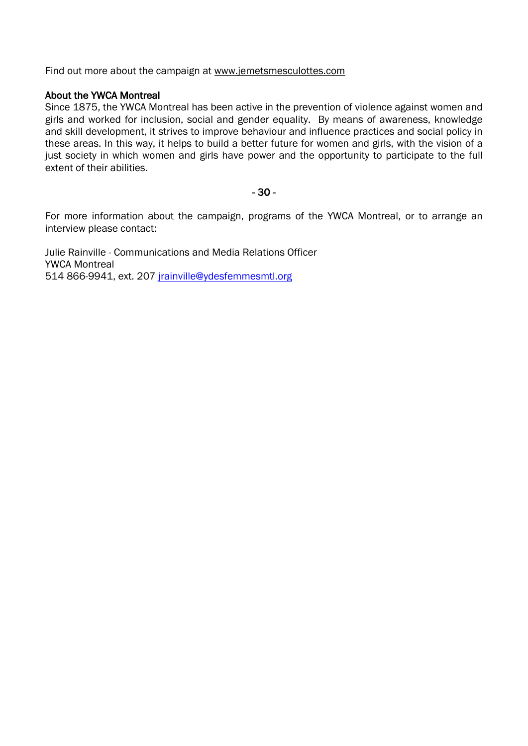Find out more about the campaign at www.jemetsmesculottes.com

**About the YWCA Montreal**

Since 1875, the YWCA Montreal has been active in the prevention of violence against women and girls and worked for inclusion, social and gender equality. By means of awareness, knowledge and skill development, it strives to improve behaviour and influence practices and social policy in these areas. In this way, it helps to build a better future for women and girls, with the vision of a just society in which women and girls have power and the opportunity to participate to the full extent of their abilities.

- 30 -

For more information about the campaign, programs of the YWCA Montreal, or to arrange an interview please contact:

Julie Rainville - Communications and Media Relations Officer
YWCA Montreal
514 866-9941, ext. 207 jrainville@ydesfemmesmtl.org